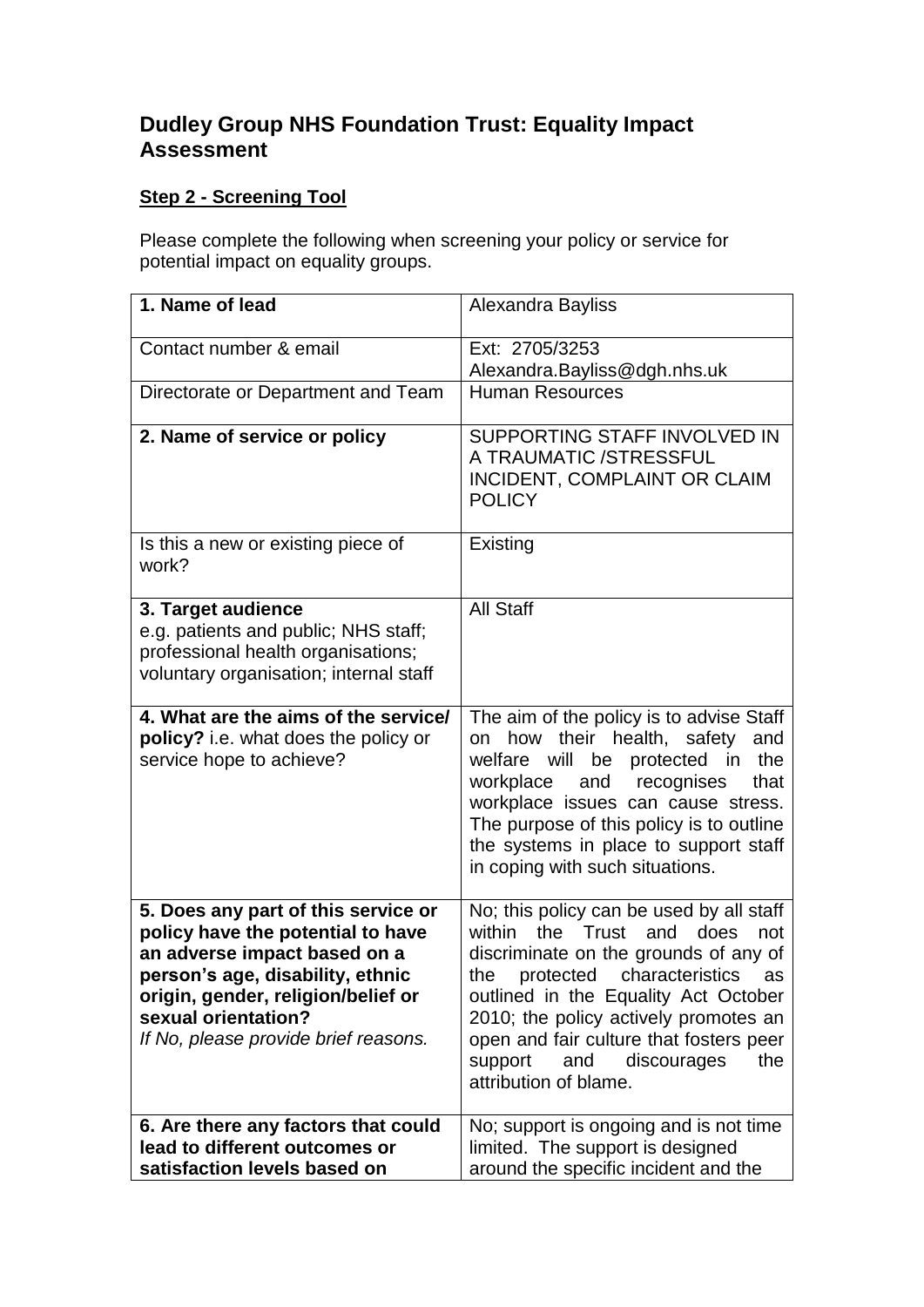# Dudley Group NHS Foundation Trust: Equality Impact Assessment

**Step 2 - Screening Tool**

Please complete the following when screening your policy or service for potential impact on equality groups.

| | |
|---|---|
| **1. Name of lead** | Alexandra Bayliss |
| Contact number & email | Ext: 2705/3253<br>Alexandra.Bayliss@dgh.nhs.uk |
| Directorate or Department and Team | Human Resources |
| **2. Name of service or policy** | SUPPORTING STAFF INVOLVED IN A TRAUMATIC /STRESSFUL INCIDENT, COMPLAINT OR CLAIM POLICY |
| Is this a new or existing piece of work? | Existing |
| **3. Target audience**<br>e.g. patients and public; NHS staff; professional health organisations; voluntary organisation; internal staff | All Staff |
| **4. What are the aims of the service/ policy?** i.e. what does the policy or service hope to achieve? | The aim of the policy is to advise Staff on how their health, safety and welfare will be protected in the workplace and recognises that workplace issues can cause stress. The purpose of this policy is to outline the systems in place to support staff in coping with such situations. |
| **5. Does any part of this service or policy have the potential to have an adverse impact based on a person's age, disability, ethnic origin, gender, religion/belief or sexual orientation?**<br>*If No, please provide brief reasons.* | No; this policy can be used by all staff within the Trust and does not discriminate on the grounds of any of the protected characteristics as outlined in the Equality Act October 2010; the policy actively promotes an open and fair culture that fosters peer support and discourages the attribution of blame. |
| **6. Are there any factors that could lead to different outcomes or satisfaction levels based on** | No; support is ongoing and is not time limited. The support is designed around the specific incident and the |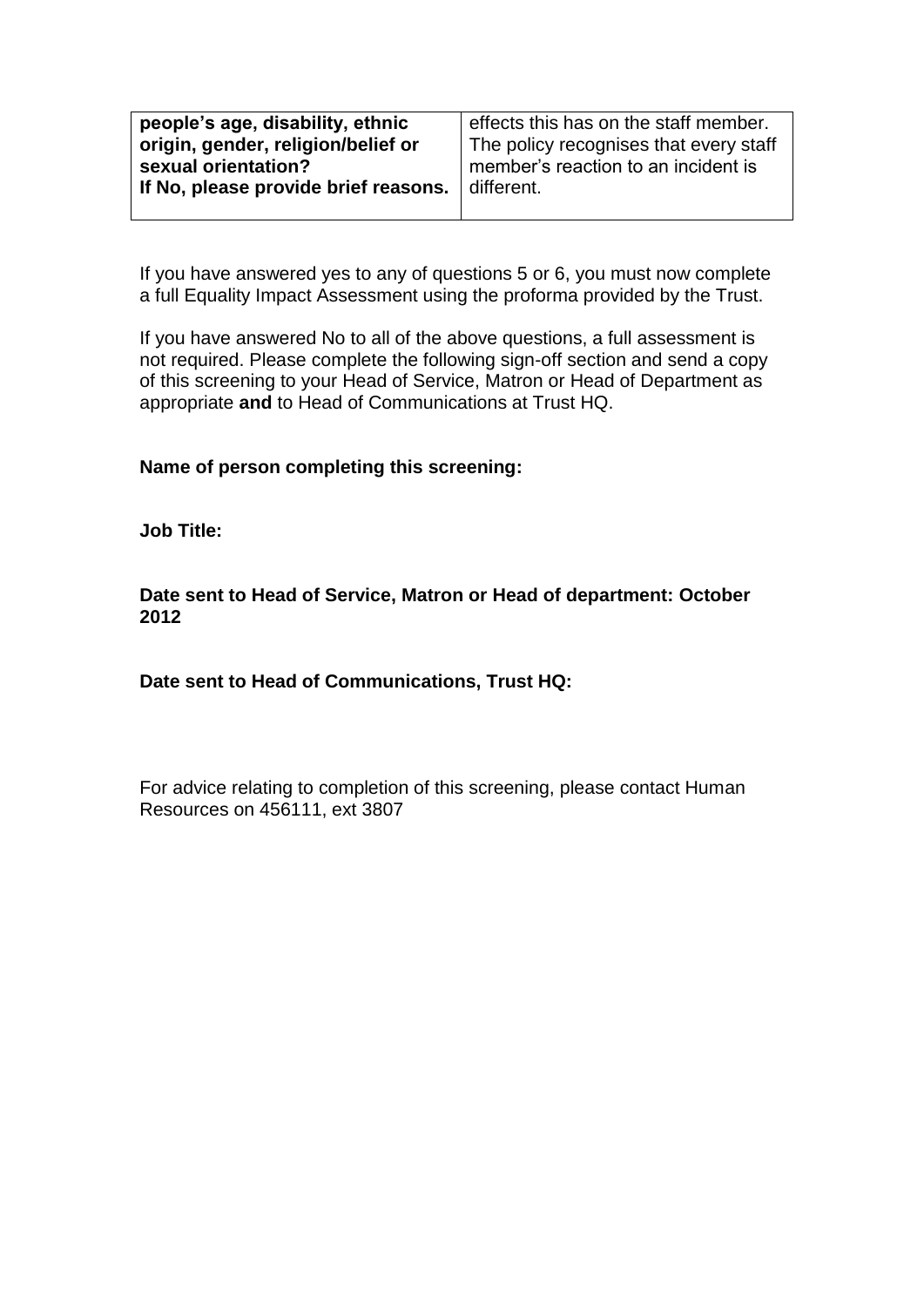| | |
|---|---|
| **people's age, disability, ethnic origin, gender, religion/belief or sexual orientation?** **If No, please provide brief reasons.** | effects this has on the staff member. The policy recognises that every staff member's reaction to an incident is different. |

If you have answered yes to any of questions 5 or 6, you must now complete a full Equality Impact Assessment using the proforma provided by the Trust.

If you have answered No to all of the above questions, a full assessment is not required. Please complete the following sign-off section and send a copy of this screening to your Head of Service, Matron or Head of Department as appropriate **and** to Head of Communications at Trust HQ.

**Name of person completing this screening:**

**Job Title:**

**Date sent to Head of Service, Matron or Head of department: October 2012**

**Date sent to Head of Communications, Trust HQ:**

For advice relating to completion of this screening, please contact Human Resources on 456111, ext 3807